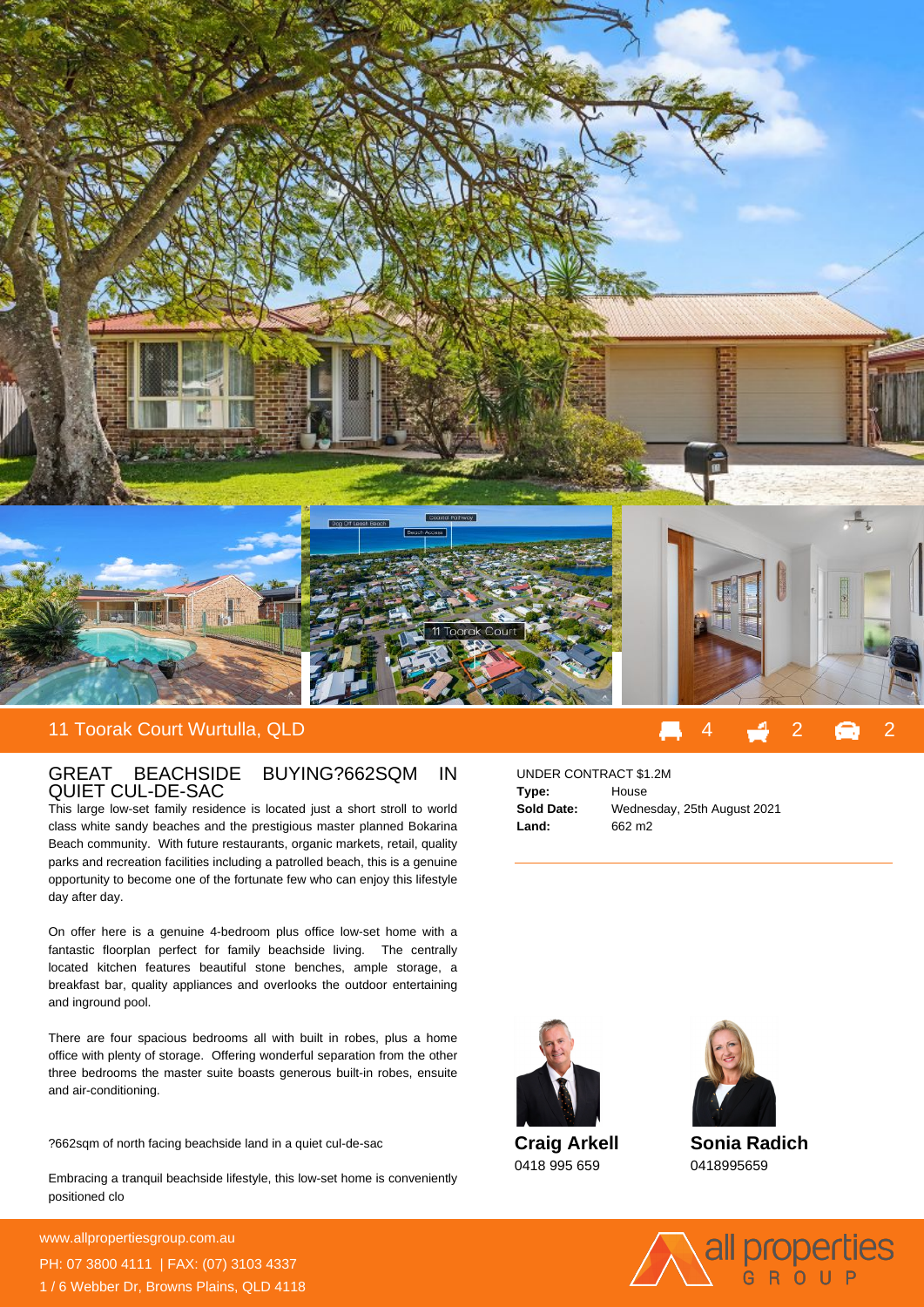## 11 Toorak Court Wurtulla, QLD

4 | 2 | 2

### GREAT BEACHSIDE BUYING?662SQM IN QUIET CUL-DE-SAC

This large low-set family residence is located just a short stroll to world class white sandy beaches and the prestigious master planned Bokarina Beach community. With future restaurants, organic markets, retail, quality parks and recreation facilities including a patrolled beach, this is a genuine opportunity to become one of the fortunate few who can enjoy this lifestyle day after day.

On offer here is a genuine 4-bedroom plus office low-set home with a fantastic floorplan perfect for family beachside living. The centrally located kitchen features beautiful stone benches, ample storage, a breakfast bar, quality appliances and overlooks the outdoor entertaining and inground pool.

There are four spacious bedrooms all with built in robes, plus a home office with plenty of storage. Offering wonderful separation from the other three bedrooms the master suite boasts generous built-in robes, ensuite and air-conditioning.

?662sqm of north facing beachside land in a quiet cul-de-sac

Embracing a tranquil beachside lifestyle, this low-set home is conveniently positioned clo

UNDER CONTRACT $1.2M

| | |
|---|---|
| **Type:** | House |
| **Sold Date:** | Wednesday, 25th August 2021 |
| **Land:** | 662 m2 |

**Craig Arkell**
0418 995 659

**Sonia Radich**
0418995659

www.allpropertiesgroup.com.au
PH: 07 3800 4111 | FAX: (07) 3103 4337
1 / 6 Webber Dr, Browns Plains, QLD 4118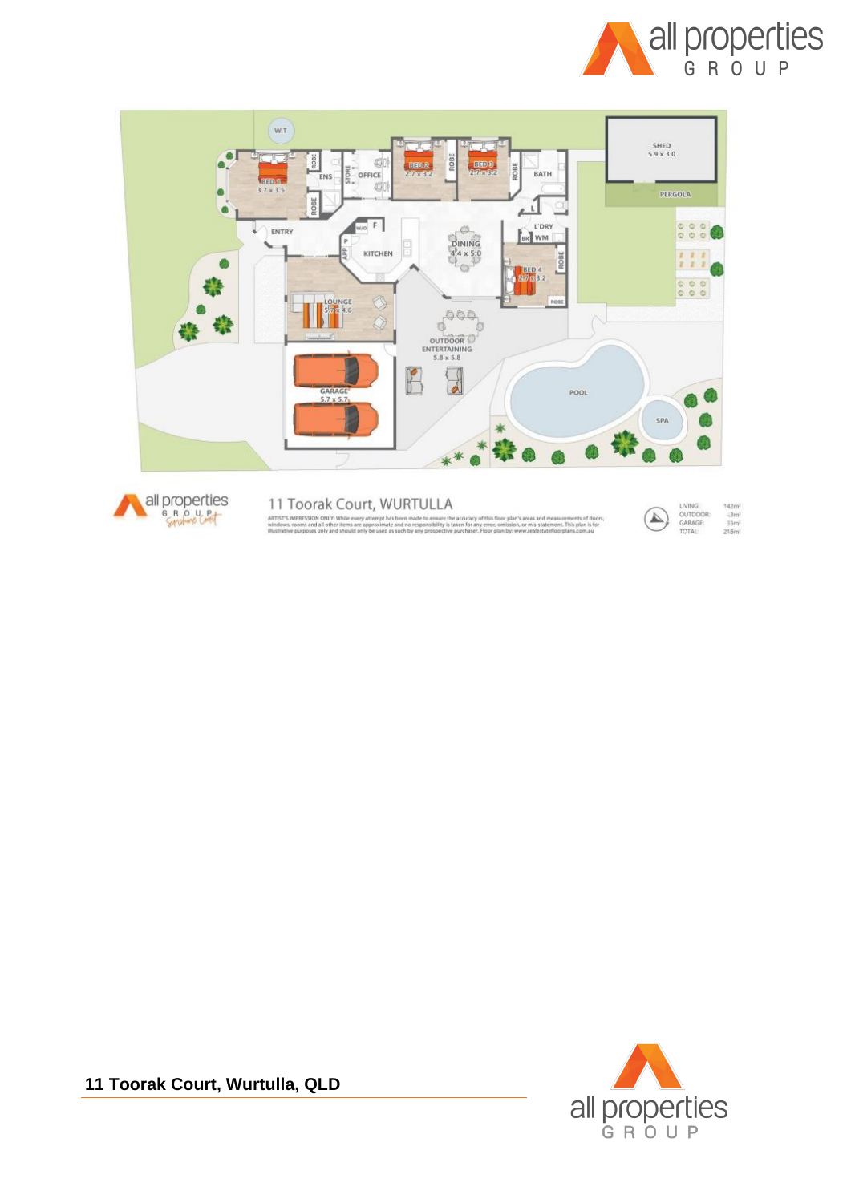11 Toorak Court, WURTULLA

ARTIST'S IMPRESSION ONLY: While every attempt has been made to ensure the accuracy of this floor plan's areas and measurements of doors, windows, rooms and all other items are approximate and no responsibility is taken for any error, omission, or mis-statement. This plan is for illustrative purposes only and should only be used as such by any prospective purchaser. Floor plan by: www.realestatefloorplans.com.au

| | |
|---|---|
| LIVING: | 142m² |
| OUTDOOR: | 43m² |
| GARAGE: | 33m² |
| TOTAL: | 218m² |

**11 Toorak Court, Wurtulla, QLD**